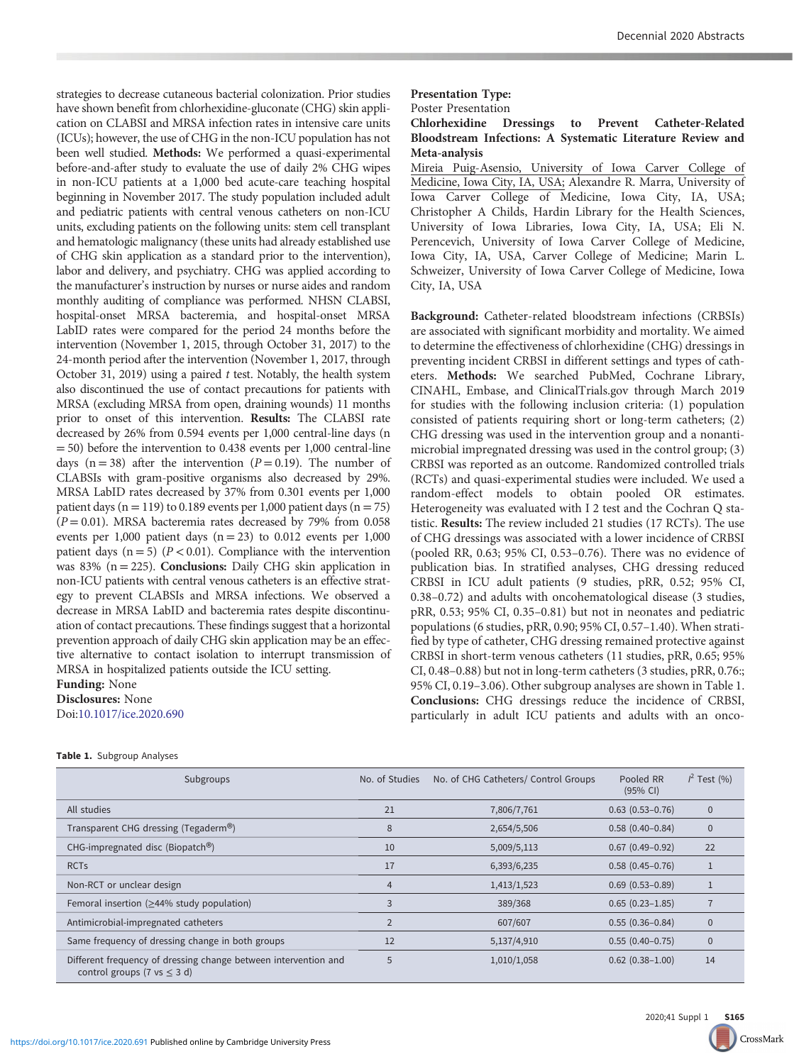strategies to decrease cutaneous bacterial colonization. Prior studies have shown benefit from chlorhexidine-gluconate (CHG) skin application on CLABSI and MRSA infection rates in intensive care units (ICUs); however, the use of CHG in the non-ICU population has not been well studied. **Methods:** We performed a quasi-experimental before-and-after study to evaluate the use of daily 2% CHG wipes in non-ICU patients at a 1,000 bed acute-care teaching hospital beginning in November 2017. The study population included adult and pediatric patients with central venous catheters on non-ICU units, excluding patients on the following units: stem cell transplant and hematologic malignancy (these units had already established use of CHG skin application as a standard prior to the intervention), labor and delivery, and psychiatry. CHG was applied according to the manufacturer's instruction by nurses or nurse aides and random monthly auditing of compliance was performed. NHSN CLABSI, hospital-onset MRSA bacteremia, and hospital-onset MRSA LabID rates were compared for the period 24 months before the intervention (November 1, 2015, through October 31, 2017) to the 24-month period after the intervention (November 1, 2017, through October 31, 2019) using a paired *t* test. Notably, the health system also discontinued the use of contact precautions for patients with MRSA (excluding MRSA from open, draining wounds) 11 months prior to onset of this intervention. **Results:** The CLABSI rate decreased by 26% from 0.594 events per 1,000 central-line days (n = 50) before the intervention to 0.438 events per 1,000 central-line days (n = 38) after the intervention ($P = 0.19$). The number of CLABSIs with gram-positive organisms also decreased by 29%. MRSA LabID rates decreased by 37% from 0.301 events per 1,000 patient days (n = 119) to 0.189 events per 1,000 patient days (n = 75) ($P = 0.01$). MRSA bacteremia rates decreased by 79% from 0.058 events per 1,000 patient days (n = 23) to 0.012 events per 1,000 patient days (n = 5) ($P < 0.01$). Compliance with the intervention was 83% (n = 225). **Conclusions:** Daily CHG skin application in non-ICU patients with central venous catheters is an effective strategy to prevent CLABSIs and MRSA infections. We observed a decrease in MRSA LabID and bacteremia rates despite discontinuation of contact precautions. These findings suggest that a horizontal prevention approach of daily CHG skin application may be an effective alternative to contact isolation to interrupt transmission of MRSA in hospitalized patients outside the ICU setting.

**Funding:** None

**Disclosures:** None

Doi:10.1017/ice.2020.690

**Presentation Type:**

Poster Presentation

## Chlorhexidine Dressings to Prevent Catheter-Related Bloodstream Infections: A Systematic Literature Review and Meta-analysis

Mireia Puig-Asensio, University of Iowa Carver College of Medicine, Iowa City, IA, USA; Alexandre R. Marra, University of Iowa Carver College of Medicine, Iowa City, IA, USA; Christopher A Childs, Hardin Library for the Health Sciences, University of Iowa Libraries, Iowa City, IA, USA; Eli N. Perencevich, University of Iowa Carver College of Medicine, Iowa City, IA, USA, Carver College of Medicine; Marin L. Schweizer, University of Iowa Carver College of Medicine, Iowa City, IA, USA

**Background:** Catheter-related bloodstream infections (CRBSIs) are associated with significant morbidity and mortality. We aimed to determine the effectiveness of chlorhexidine (CHG) dressings in preventing incident CRBSI in different settings and types of catheters. **Methods:** We searched PubMed, Cochrane Library, CINAHL, Embase, and ClinicalTrials.gov through March 2019 for studies with the following inclusion criteria: (1) population consisted of patients requiring short or long-term catheters; (2) CHG dressing was used in the intervention group and a nonantimicrobial impregnated dressing was used in the control group; (3) CRBSI was reported as an outcome. Randomized controlled trials (RCTs) and quasi-experimental studies were included. We used a random-effect models to obtain pooled OR estimates. Heterogeneity was evaluated with I 2 test and the Cochran Q statistic. **Results:** The review included 21 studies (17 RCTs). The use of CHG dressings was associated with a lower incidence of CRBSI (pooled RR, 0.63; 95% CI, 0.53–0.76). There was no evidence of publication bias. In stratified analyses, CHG dressing reduced CRBSI in ICU adult patients (9 studies, pRR, 0.52; 95% CI, 0.38–0.72) and adults with oncohematological disease (3 studies, pRR, 0.53; 95% CI, 0.35–0.81) but not in neonates and pediatric populations (6 studies, pRR, 0.90; 95% CI, 0.57–1.40). When stratified by type of catheter, CHG dressing remained protective against CRBSI in short-term venous catheters (11 studies, pRR, 0.65; 95% CI, 0.48–0.88) but not in long-term catheters (3 studies, pRR, 0.76:; 95% CI, 0.19–3.06). Other subgroup analyses are shown in Table 1. **Conclusions:** CHG dressings reduce the incidence of CRBSI, particularly in adult ICU patients and adults with an onco-

**Table 1.** Subgroup Analyses

| Subgroups | No. of Studies | No. of CHG Catheters/ Control Groups | Pooled RR (95% CI) | $I^2$ Test (%) |
|---|---|---|---|---|
| All studies | 21 | 7,806/7,761 | 0.63 (0.53–0.76) | 0 |
| Transparent CHG dressing (Tegaderm®) | 8 | 2,654/5,506 | 0.58 (0.40–0.84) | 0 |
| CHG-impregnated disc (Biopatch®) | 10 | 5,009/5,113 | 0.67 (0.49–0.92) | 22 |
| RCTs | 17 | 6,393/6,235 | 0.58 (0.45–0.76) | 1 |
| Non-RCT or unclear design | 4 | 1,413/1,523 | 0.69 (0.53–0.89) | 1 |
| Femoral insertion (≥44% study population) | 3 | 389/368 | 0.65 (0.23–1.85) | 7 |
| Antimicrobial-impregnated catheters | 2 | 607/607 | 0.55 (0.36–0.84) | 0 |
| Same frequency of dressing change in both groups | 12 | 5,137/4,910 | 0.55 (0.40–0.75) | 0 |
| Different frequency of dressing change between intervention and control groups (7 vs ≤ 3 d) | 5 | 1,010/1,058 | 0.62 (0.38–1.00) | 14 |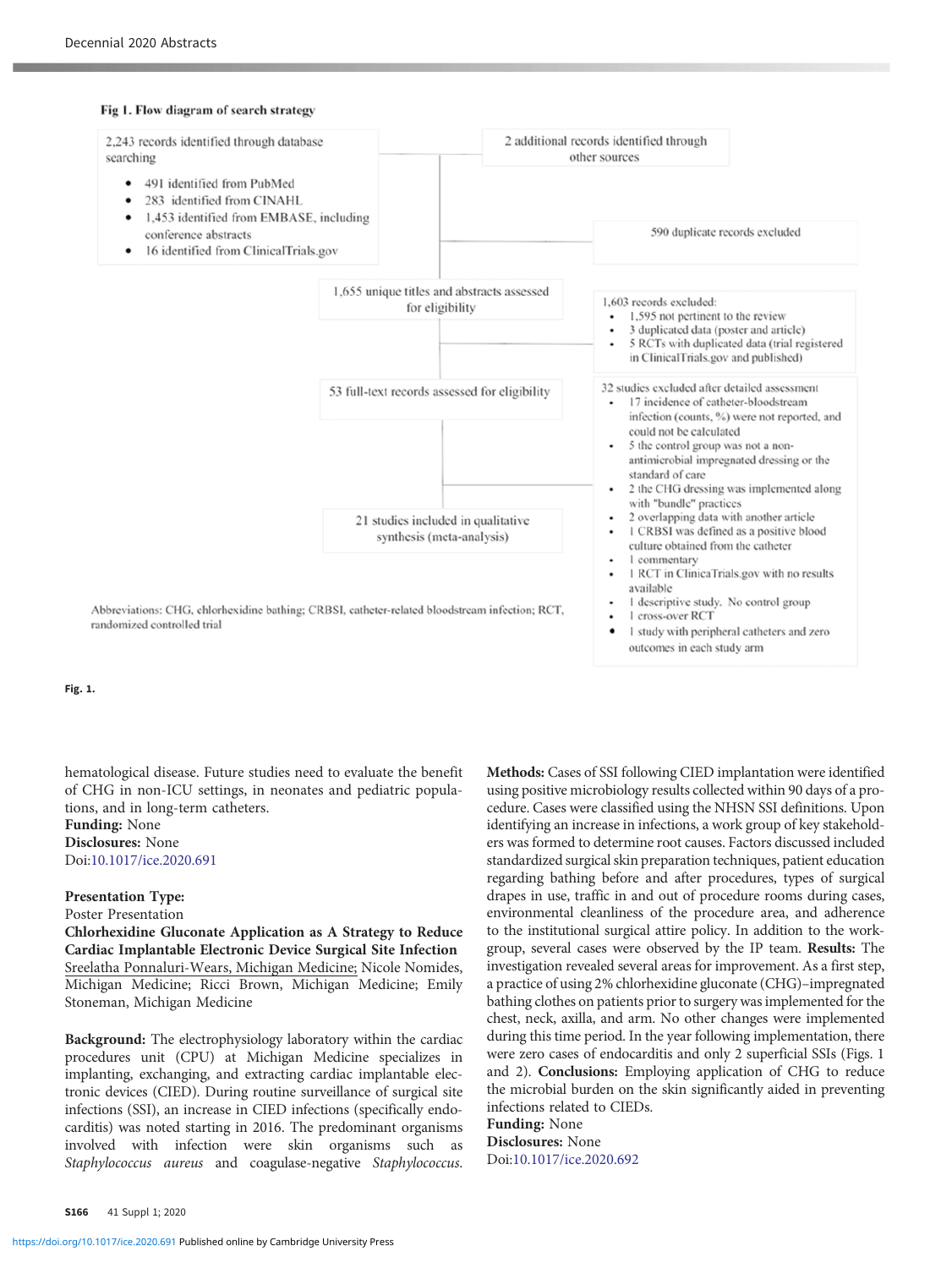**Fig 1. Flow diagram of search strategy**

2,243 records identified through database searching

- 491 identified from PubMed
- 283 identified from CINAHL
- 1,453 identified from EMBASE, including conference abstracts
- 16 identified from ClinicalTrials.gov

2 additional records identified through other sources

590 duplicate records excluded

1,655 unique titles and abstracts assessed for eligibility

1,603 records excluded:

- 1,595 not pertinent to the review
- 3 duplicated data (poster and article)
- 5 RCTs with duplicated data (trial registered in ClinicalTrials.gov and published)

53 full-text records assessed for eligibility

32 studies excluded after detailed assessment

- 17 incidence of catheter-bloodstream infection (counts, %) were not reported, and could not be calculated
- 5 the control group was not a non-antimicrobial impregnated dressing or the standard of care
- 2 the CHG dressing was implemented along with "bundle" practices
- 2 overlapping data with another article
- 1 CRBSI was defined as a positive blood culture obtained from the catheter
- 1 commentary
- 1 RCT in ClinicaTrials.gov with no results available
- 1 descriptive study. No control group
- 1 cross-over RCT
- 1 study with peripheral catheters and zero outcomes in each study arm

21 studies included in qualitative synthesis (meta-analysis)

Abbreviations: CHG, chlorhexidine bathing; CRBSI, catheter-related bloodstream infection; RCT, randomized controlled trial

**Fig. 1.**

hematological disease. Future studies need to evaluate the benefit of CHG in non-ICU settings, in neonates and pediatric populations, and in long-term catheters.

**Funding:** None

**Disclosures:** None

Doi:10.1017/ice.2020.691

**Presentation Type:**

Poster Presentation

**Chlorhexidine Gluconate Application as A Strategy to Reduce Cardiac Implantable Electronic Device Surgical Site Infection**

Sreelatha Ponnaluri-Wears, Michigan Medicine; Nicole Nomides, Michigan Medicine; Ricci Brown, Michigan Medicine; Emily Stoneman, Michigan Medicine

**Background:** The electrophysiology laboratory within the cardiac procedures unit (CPU) at Michigan Medicine specializes in implanting, exchanging, and extracting cardiac implantable electronic device (CIED). During routine surveillance of surgical site infections (SSI), an increase in CIED infections (specifically endocarditis) was noted starting in 2016. The predominant organisms involved with infection were skin organisms such as *Staphylococcus aureus* and coagulase-negative *Staphylococcus*. **Methods:** Cases of SSI following CIED implantation were identified using positive microbiology results collected within 90 days of a procedure. Cases were classified using the NHSN SSI definitions. Upon identifying an increase in infections, a work group of key stakeholders was formed to determine root causes. Factors discussed included standardized surgical skin preparation techniques, patient education regarding bathing before and after procedures, types of surgical drapes in use, traffic in and out of procedure rooms during cases, environmental cleanliness of the procedure area, and adherence to the institutional surgical attire policy. In addition to the workgroup, several cases were observed by the IP team. **Results:** The investigation revealed several areas for improvement. As a first step, a practice of using 2% chlorhexidine gluconate (CHG)–impregnated bathing clothes on patients prior to surgery was implemented for the chest, neck, axilla, and arm. No other changes were implemented during this time period. In the year following implementation, there were zero cases of endocarditis and only 2 superficial SSIs (Figs. 1 and 2). **Conclusions:** Employing application of CHG to reduce the microbial burden on the skin significantly aided in preventing infections related to CIEDs.

**Funding:** None

**Disclosures:** None

Doi:10.1017/ice.2020.692